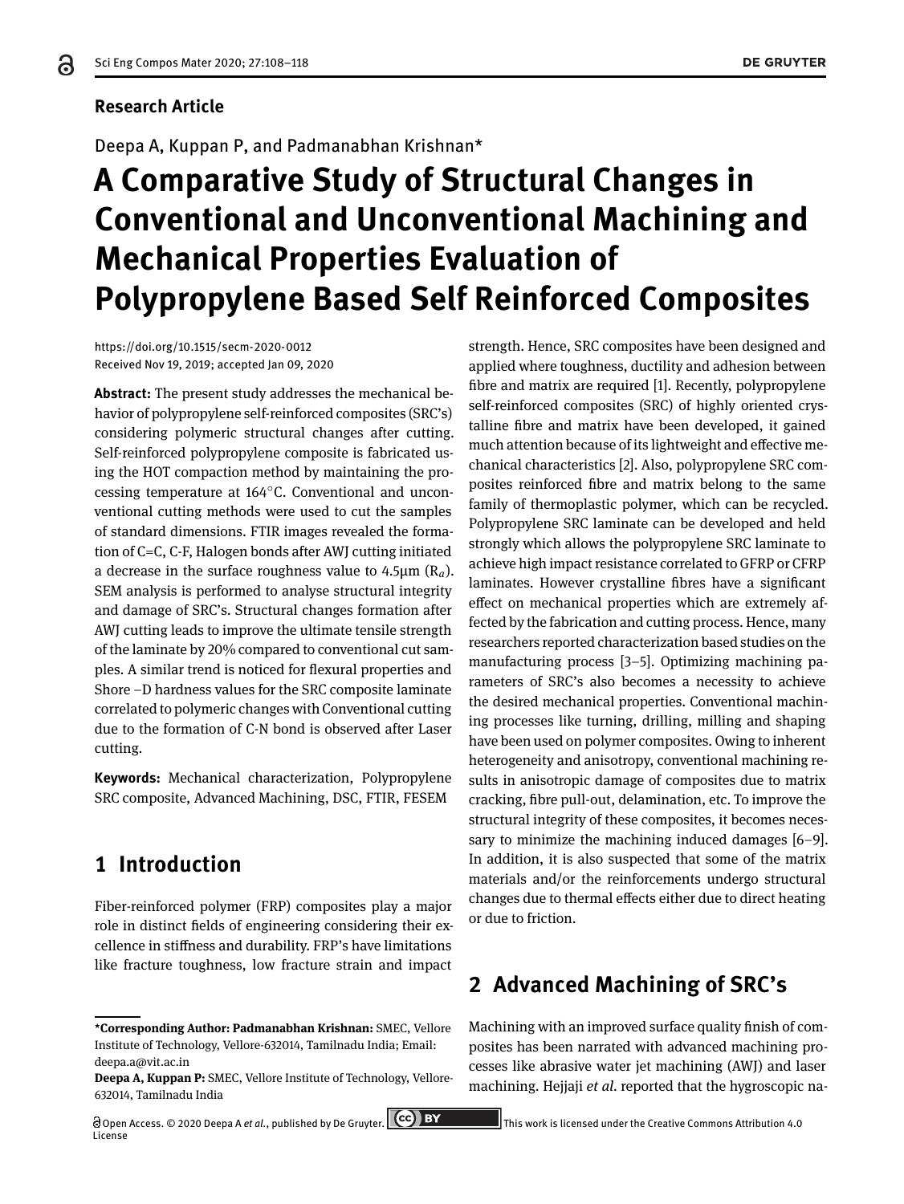**Research Article**

Deepa A, Kuppan P, and Padmanabhan Krishnan*

# A Comparative Study of Structural Changes in Conventional and Unconventional Machining and Mechanical Properties Evaluation of Polypropylene Based Self Reinforced Composites

https://doi.org/10.1515/secm-2020-0012
Received Nov 19, 2019; accepted Jan 09, 2020

**Abstract:** The present study addresses the mechanical behavior of polypropylene self-reinforced composites (SRC's) considering polymeric structural changes after cutting. Self-reinforced polypropylene composite is fabricated using the HOT compaction method by maintaining the processing temperature at 164°C. Conventional and unconventional cutting methods were used to cut the samples of standard dimensions. FTIR images revealed the formation of C=C, C-F, Halogen bonds after AWJ cutting initiated a decrease in the surface roughness value to 4.5μm ($R_a$). SEM analysis is performed to analyse structural integrity and damage of SRC's. Structural changes formation after AWJ cutting leads to improve the ultimate tensile strength of the laminate by 20% compared to conventional cut samples. A similar trend is noticed for flexural properties and Shore –D hardness values for the SRC composite laminate correlated to polymeric changes with Conventional cutting due to the formation of C-N bond is observed after Laser cutting.

**Keywords:** Mechanical characterization, Polypropylene SRC composite, Advanced Machining, DSC, FTIR, FESEM

## 1 Introduction

Fiber-reinforced polymer (FRP) composites play a major role in distinct fields of engineering considering their excellence in stiffness and durability. FRP's have limitations like fracture toughness, low fracture strain and impact strength. Hence, SRC composites have been designed and applied where toughness, ductility and adhesion between fibre and matrix are required [1]. Recently, polypropylene self-reinforced composites (SRC) of highly oriented crystalline fibre and matrix have been developed, it gained much attention because of its lightweight and effective mechanical characteristics [2]. Also, polypropylene SRC composites reinforced fibre and matrix belong to the same family of thermoplastic polymer, which can be recycled. Polypropylene SRC laminate can be developed and held strongly which allows the polypropylene SRC laminate to achieve high impact resistance correlated to GFRP or CFRP laminates. However crystalline fibres have a significant effect on mechanical properties which are extremely affected by the fabrication and cutting process. Hence, many researchers reported characterization based studies on the manufacturing process [3–5]. Optimizing machining parameters of SRC's also becomes a necessity to achieve the desired mechanical properties. Conventional machining processes like turning, drilling, milling and shaping have been used on polymer composites. Owing to inherent heterogeneity and anisotropy, conventional machining results in anisotropic damage of composites due to matrix cracking, fibre pull-out, delamination, etc. To improve the structural integrity of these composites, it becomes necessary to minimize the machining induced damages [6–9]. In addition, it is also suspected that some of the matrix materials and/or the reinforcements undergo structural changes due to thermal effects either due to direct heating or due to friction.

## 2 Advanced Machining of SRC's

Machining with an improved surface quality finish of composites has been narrated with advanced machining processes like abrasive water jet machining (AWJ) and laser machining. Hejjaji *et al.* reported that the hygroscopic na-

---

***Corresponding Author: Padmanabhan Krishnan:** SMEC, Vellore Institute of Technology, Vellore-632014, Tamilnadu India; Email: deepa.a@vit.ac.in

**Deepa A, Kuppan P:** SMEC, Vellore Institute of Technology, Vellore-632014, Tamilnadu India

Open Access. © 2020 Deepa A *et al.*, published by De Gruyter. This work is licensed under the Creative Commons Attribution 4.0 License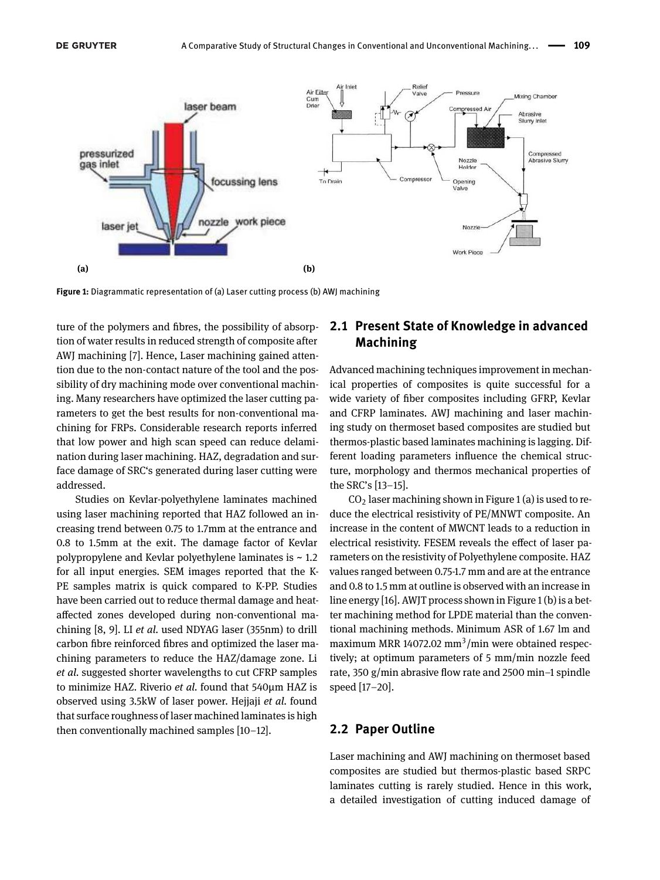Figure 1: Diagrammatic representation of (a) Laser cutting process (b) AWJ machining

ture of the polymers and fibres, the possibility of absorption of water results in reduced strength of composite after AWJ machining [7]. Hence, Laser machining gained attention due to the non-contact nature of the tool and the possibility of dry machining mode over conventional machining. Many researchers have optimized the laser cutting parameters to get the best results for non-conventional machining for FRPs. Considerable research reports inferred that low power and high scan speed can reduce delamination during laser machining. HAZ, degradation and surface damage of SRC's generated during laser cutting were addressed.

Studies on Kevlar-polyethylene laminates machined using laser machining reported that HAZ followed an increasing trend between 0.75 to 1.7mm at the entrance and 0.8 to 1.5mm at the exit. The damage factor of Kevlar polypropylene and Kevlar polyethylene laminates is ~ 1.2 for all input energies. SEM images reported that the K-PE samples matrix is quick compared to K-PP. Studies have been carried out to reduce thermal damage and heat-affected zones developed during non-conventional machining [8, 9]. LI *et al.* used NDYAG laser (355nm) to drill carbon fibre reinforced fibres and optimized the laser machining parameters to reduce the HAZ/damage zone. Li *et al.* suggested shorter wavelengths to cut CFRP samples to minimize HAZ. Riverio *et al.* found that 540µm HAZ is observed using 3.5kW of laser power. Hejjaji *et al.* found that surface roughness of laser machined laminates is high then conventionally machined samples [10–12].

## 2.1 Present State of Knowledge in advanced Machining

Advanced machining techniques improvement in mechanical properties of composites is quite successful for a wide variety of fiber composites including GFRP, Kevlar and CFRP laminates. AWJ machining and laser machining study on thermoset based composites are studied but thermos-plastic based laminates machining is lagging. Different loading parameters influence the chemical structure, morphology and thermos mechanical properties of the SRC's [13–15].

$CO_2$ laser machining shown in Figure 1 (a) is used to reduce the electrical resistivity of PE/MNWT composite. An increase in the content of MWCNT leads to a reduction in electrical resistivity. FESEM reveals the effect of laser parameters on the resistivity of Polyethylene composite. HAZ values ranged between 0.75-1.7 mm and are at the entrance and 0.8 to 1.5 mm at outline is observed with an increase in line energy [16]. AWJT process shown in Figure 1 (b) is a better machining method for LPDE material than the conventional machining methods. Minimum ASR of 1.67 lm and maximum MRR 14072.02 $mm^3$/min were obtained respectively; at optimum parameters of 5 mm/min nozzle feed rate, 350 g/min abrasive flow rate and 2500 min–1 spindle speed [17–20].

## 2.2 Paper Outline

Laser machining and AWJ machining on thermoset based composites are studied but thermos-plastic based SRPC laminates cutting is rarely studied. Hence in this work, a detailed investigation of cutting induced damage of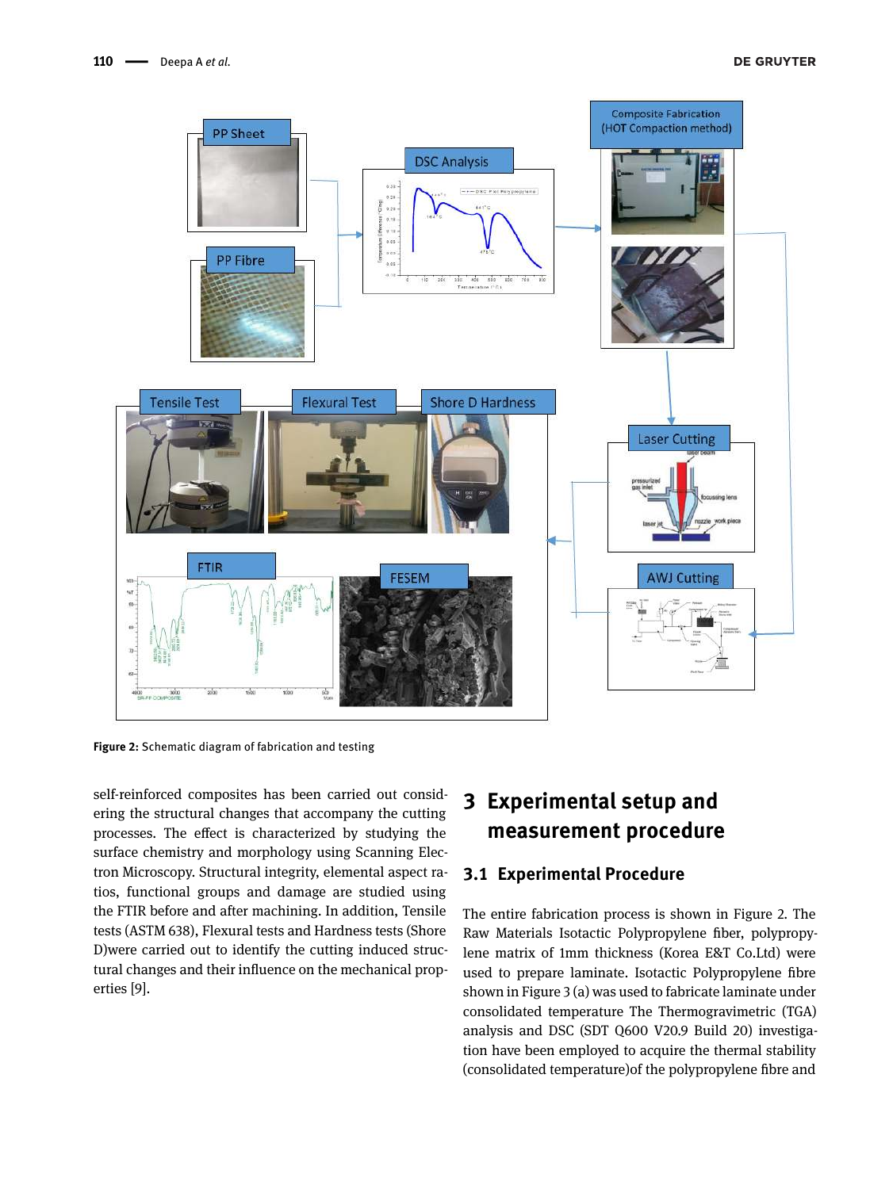Figure 2: Schematic diagram of fabrication and testing

self-reinforced composites has been carried out considering the structural changes that accompany the cutting processes. The effect is characterized by studying the surface chemistry and morphology using Scanning Electron Microscopy. Structural integrity, elemental aspect ratios, functional groups and damage are studied using the FTIR before and after machining. In addition, Tensile tests (ASTM 638), Flexural tests and Hardness tests (Shore D)were carried out to identify the cutting induced structural changes and their influence on the mechanical properties [9].

# 3 Experimental setup and measurement procedure

## 3.1 Experimental Procedure

The entire fabrication process is shown in Figure 2. The Raw Materials Isotactic Polypropylene fiber, polypropylene matrix of 1mm thickness (Korea E&T Co.Ltd) were used to prepare laminate. Isotactic Polypropylene fibre shown in Figure 3 (a) was used to fabricate laminate under consolidated temperature The Thermogravimetric (TGA) analysis and DSC (SDT Q600 V20.9 Build 20) investigation have been employed to acquire the thermal stability (consolidated temperature)of the polypropylene fibre and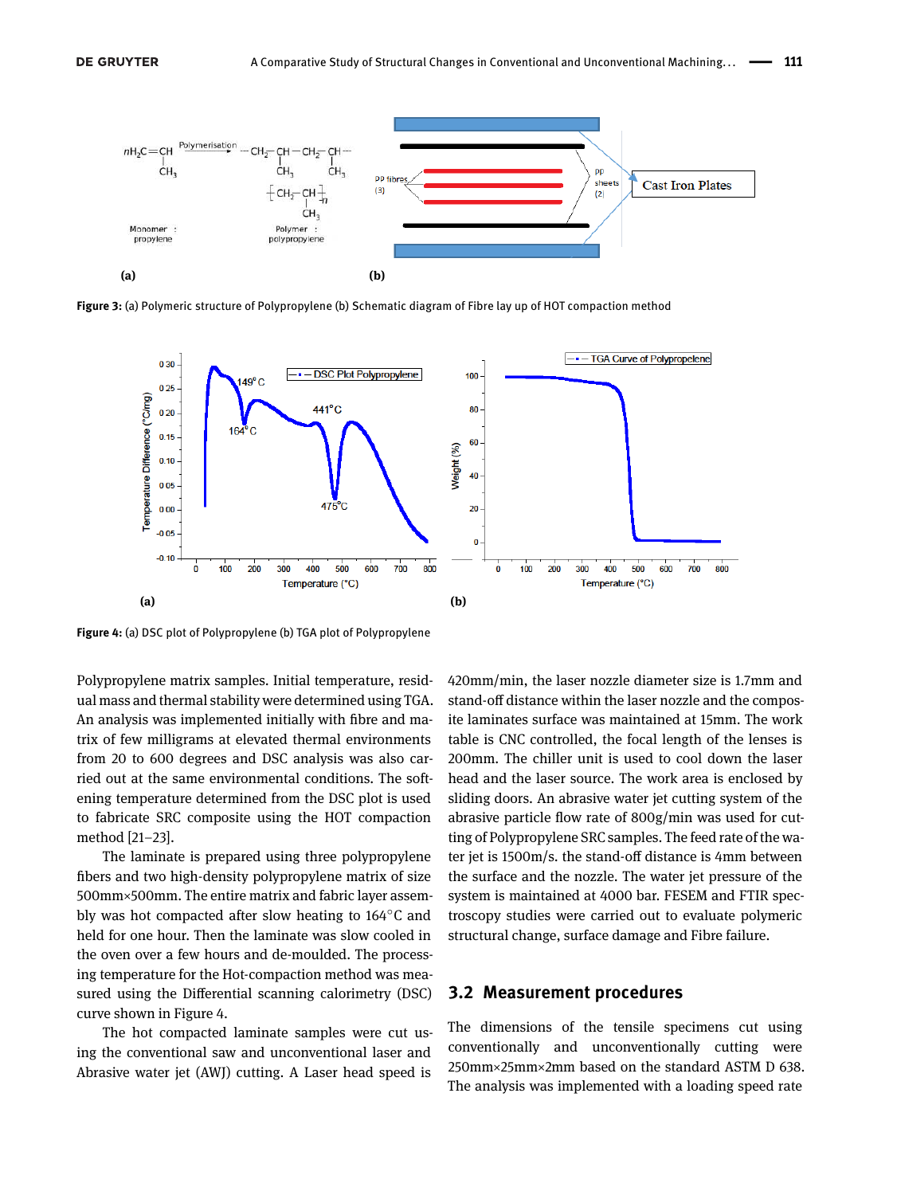**Figure 3:** (a) Polymeric structure of Polypropylene (b) Schematic diagram of Fibre lay up of HOT compaction method

**Figure 4:** (a) DSC plot of Polypropylene (b) TGA plot of Polypropylene

Polypropylene matrix samples. Initial temperature, residual mass and thermal stability were determined using TGA. An analysis was implemented initially with fibre and matrix of few milligrams at elevated thermal environments from 20 to 600 degrees and DSC analysis was also carried out at the same environmental conditions. The softening temperature determined from the DSC plot is used to fabricate SRC composite using the HOT compaction method [21–23].

The laminate is prepared using three polypropylene fibers and two high-density polypropylene matrix of size 500mm×500mm. The entire matrix and fabric layer assembly was hot compacted after slow heating to 164°C and held for one hour. Then the laminate was slow cooled in the oven over a few hours and de-moulded. The processing temperature for the Hot-compaction method was measured using the Differential scanning calorimetry (DSC) curve shown in Figure 4.

The hot compacted laminate samples were cut using the conventional saw and unconventional laser and Abrasive water jet (AWJ) cutting. A Laser head speed is 420mm/min, the laser nozzle diameter size is 1.7mm and stand-off distance within the laser nozzle and the composite laminates surface was maintained at 15mm. The work table is CNC controlled, the focal length of the lenses is 200mm. The chiller unit is used to cool down the laser head and the laser source. The work area is enclosed by sliding doors. An abrasive water jet cutting system of the abrasive particle flow rate of 800g/min was used for cutting of Polypropylene SRC samples. The feed rate of the water jet is 1500m/s. the stand-off distance is 4mm between the surface and the nozzle. The water jet pressure of the system is maintained at 4000 bar. FESEM and FTIR spectroscopy studies were carried out to evaluate polymeric structural change, surface damage and Fibre failure.

## 3.2 Measurement procedures

The dimensions of the tensile specimens cut using conventionally and unconventionally cutting were 250mm×25mm×2mm based on the standard ASTM D 638. The analysis was implemented with a loading speed rate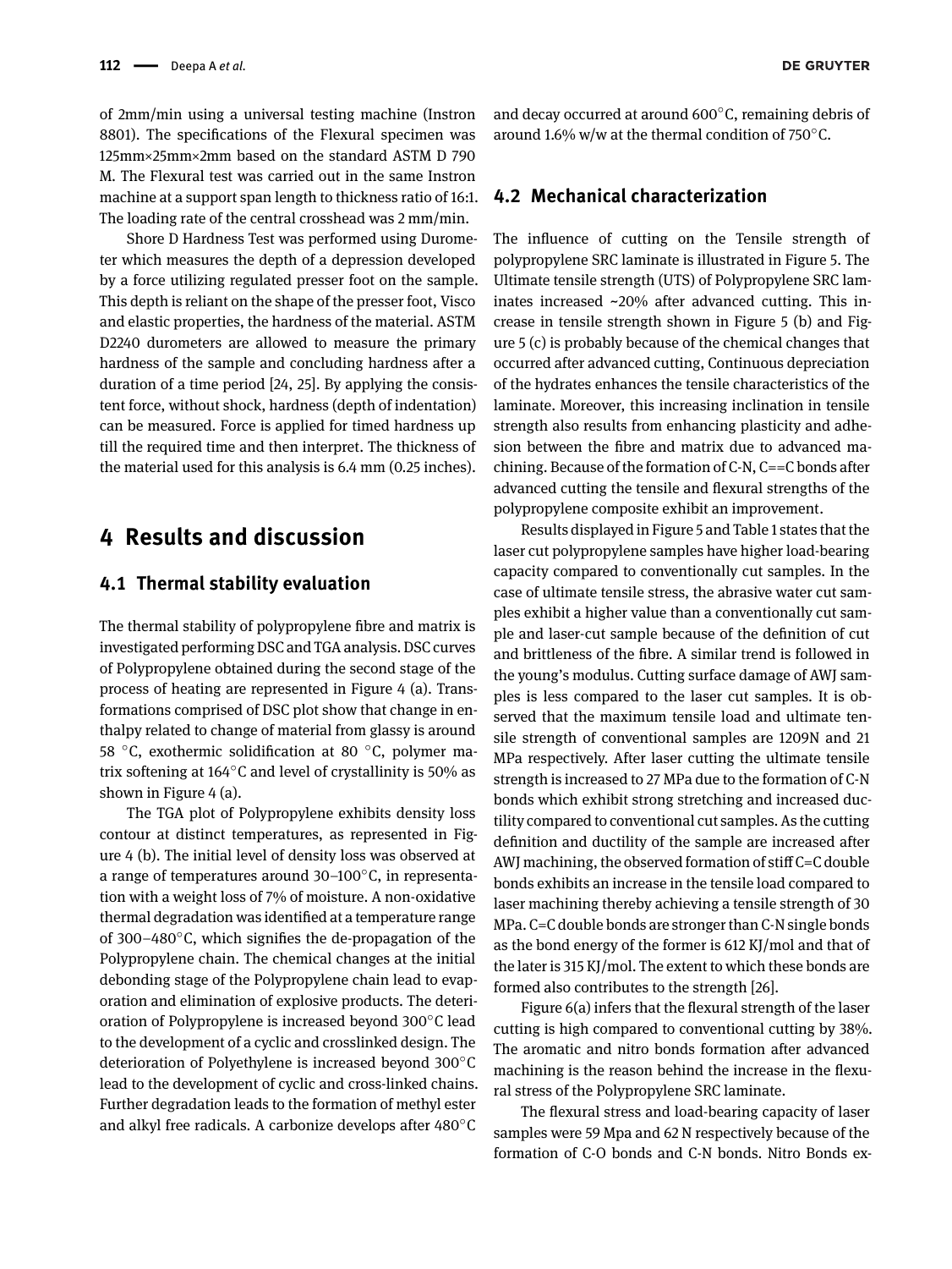of 2mm/min using a universal testing machine (Instron 8801). The specifications of the Flexural specimen was 125mm×25mm×2mm based on the standard ASTM D 790 M. The Flexural test was carried out in the same Instron machine at a support span length to thickness ratio of 16:1. The loading rate of the central crosshead was 2 mm/min.

Shore D Hardness Test was performed using Durometer which measures the depth of a depression developed by a force utilizing regulated presser foot on the sample. This depth is reliant on the shape of the presser foot, Visco and elastic properties, the hardness of the material. ASTM D2240 durometers are allowed to measure the primary hardness of the sample and concluding hardness after a duration of a time period [24, 25]. By applying the consistent force, without shock, hardness (depth of indentation) can be measured. Force is applied for timed hardness up till the required time and then interpret. The thickness of the material used for this analysis is 6.4 mm (0.25 inches).

# 4 Results and discussion

## 4.1 Thermal stability evaluation

The thermal stability of polypropylene fibre and matrix is investigated performing DSC and TGA analysis. DSC curves of Polypropylene obtained during the second stage of the process of heating are represented in Figure 4 (a). Transformations comprised of DSC plot show that change in enthalpy related to change of material from glassy is around 58 °C, exothermic solidification at 80 °C, polymer matrix softening at 164°C and level of crystallinity is 50% as shown in Figure 4 (a).

The TGA plot of Polypropylene exhibits density loss contour at distinct temperatures, as represented in Figure 4 (b). The initial level of density loss was observed at a range of temperatures around 30–100°C, in representation with a weight loss of 7% of moisture. A non-oxidative thermal degradation was identified at a temperature range of 300–480°C, which signifies the de-propagation of the Polypropylene chain. The chemical changes at the initial debonding stage of the Polypropylene chain lead to evaporation and elimination of explosive products. The deterioration of Polypropylene is increased beyond 300°C lead to the development of a cyclic and crosslinked design. The deterioration of Polyethylene is increased beyond 300°C lead to the development of cyclic and cross-linked chains. Further degradation leads to the formation of methyl ester and alkyl free radicals. A carbonize develops after 480°C and decay occurred at around 600°C, remaining debris of around 1.6% w/w at the thermal condition of 750°C.

## 4.2 Mechanical characterization

The influence of cutting on the Tensile strength of polypropylene SRC laminate is illustrated in Figure 5. The Ultimate tensile strength (UTS) of Polypropylene SRC laminates increased ~20% after advanced cutting. This increase in tensile strength shown in Figure 5 (b) and Figure 5 (c) is probably because of the chemical changes that occurred after advanced cutting, Continuous depreciation of the hydrates enhances the tensile characteristics of the laminate. Moreover, this increasing inclination in tensile strength also results from enhancing plasticity and adhesion between the fibre and matrix due to advanced machining. Because of the formation of C-N, C==C bonds after advanced cutting the tensile and flexural strengths of the polypropylene composite exhibit an improvement.

Results displayed in Figure 5 and Table 1 states that the laser cut polypropylene samples have higher load-bearing capacity compared to conventionally cut samples. In the case of ultimate tensile stress, the abrasive water cut samples exhibit a higher value than a conventionally cut sample and laser-cut sample because of the definition of cut and brittleness of the fibre. A similar trend is followed in the young's modulus. Cutting surface damage of AWJ samples is less compared to the laser cut samples. It is observed that the maximum tensile load and ultimate tensile strength of conventional samples are 1209N and 21 MPa respectively. After laser cutting the ultimate tensile strength is increased to 27 MPa due to the formation of C-N bonds which exhibit strong stretching and increased ductility compared to conventional cut samples. As the cutting definition and ductility of the sample are increased after AWJ machining, the observed formation of stiff C=C double bonds exhibits an increase in the tensile load compared to laser machining thereby achieving a tensile strength of 30 MPa. C=C double bonds are stronger than C-N single bonds as the bond energy of the former is 612 KJ/mol and that of the later is 315 KJ/mol. The extent to which these bonds are formed also contributes to the strength [26].

Figure 6(a) infers that the flexural strength of the laser cutting is high compared to conventional cutting by 38%. The aromatic and nitro bonds formation after advanced machining is the reason behind the increase in the flexural stress of the Polypropylene SRC laminate.

The flexural stress and load-bearing capacity of laser samples were 59 Mpa and 62 N respectively because of the formation of C-O bonds and C-N bonds. Nitro Bonds ex-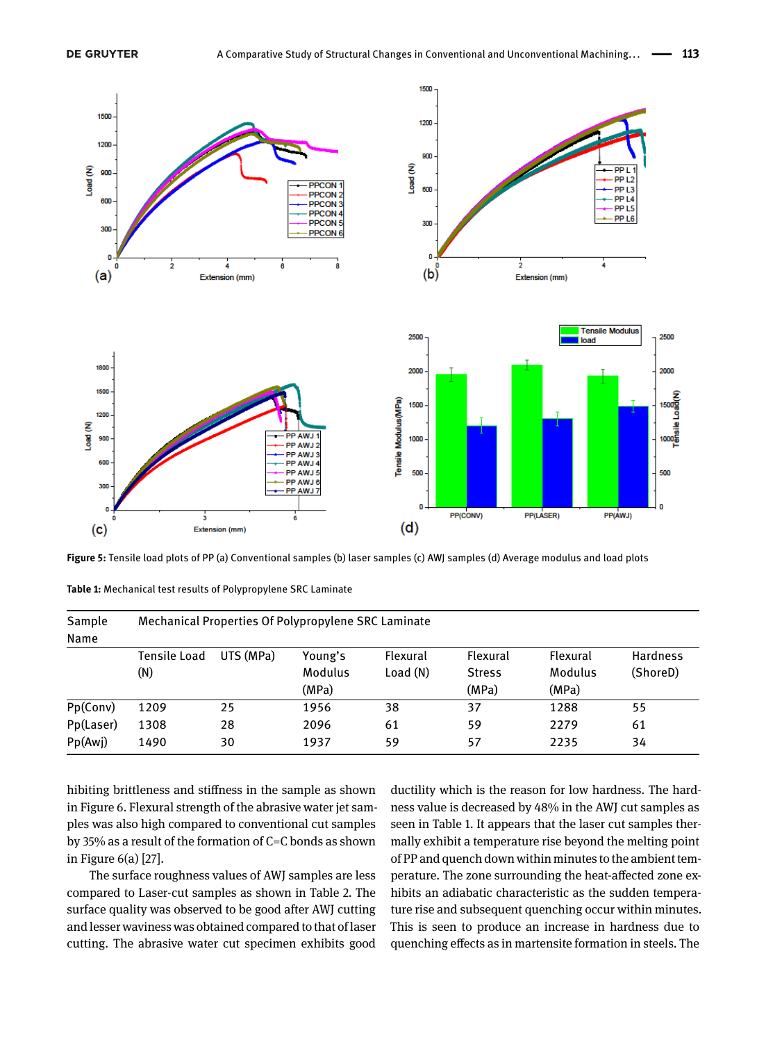Figure 5: Tensile load plots of PP (a) Conventional samples (b) laser samples (c) AWJ samples (d) Average modulus and load plots

Table 1: Mechanical test results of Polypropylene SRC Laminate

| Sample Name | Mechanical Properties Of Polypropylene SRC Laminate | | | | | | |
|---|---|---|---|---|---|---|---|
| | Tensile Load (N) | UTS (MPa) | Young's Modulus (MPa) | Flexural Load (N) | Flexural Stress (MPa) | Flexural Modulus (MPa) | Hardness (ShoreD) |
| Pp(Conv) | 1209 | 25 | 1956 | 38 | 37 | 1288 | 55 |
| Pp(Laser) | 1308 | 28 | 2096 | 61 | 59 | 2279 | 61 |
| Pp(Awj) | 1490 | 30 | 1937 | 59 | 57 | 2235 | 34 |

hibiting brittleness and stiffness in the sample as shown in Figure 6. Flexural strength of the abrasive water jet samples was also high compared to conventional cut samples by 35% as a result of the formation of C=C bonds as shown in Figure 6(a) [27].

The surface roughness values of AWJ samples are less compared to Laser-cut samples as shown in Table 2. The surface quality was observed to be good after AWJ cutting and lesser waviness was obtained compared to that of laser cutting. The abrasive water cut specimen exhibits good ductility which is the reason for low hardness. The hardness value is decreased by 48% in the AWJ cut samples as seen in Table 1. It appears that the laser cut samples thermally exhibit a temperature rise beyond the melting point of PP and quench down within minutes to the ambient temperature. The zone surrounding the heat-affected zone exhibits an adiabatic characteristic as the sudden temperature rise and subsequent quenching occur within minutes. This is seen to produce an increase in hardness due to quenching effects as in martensite formation in steels. The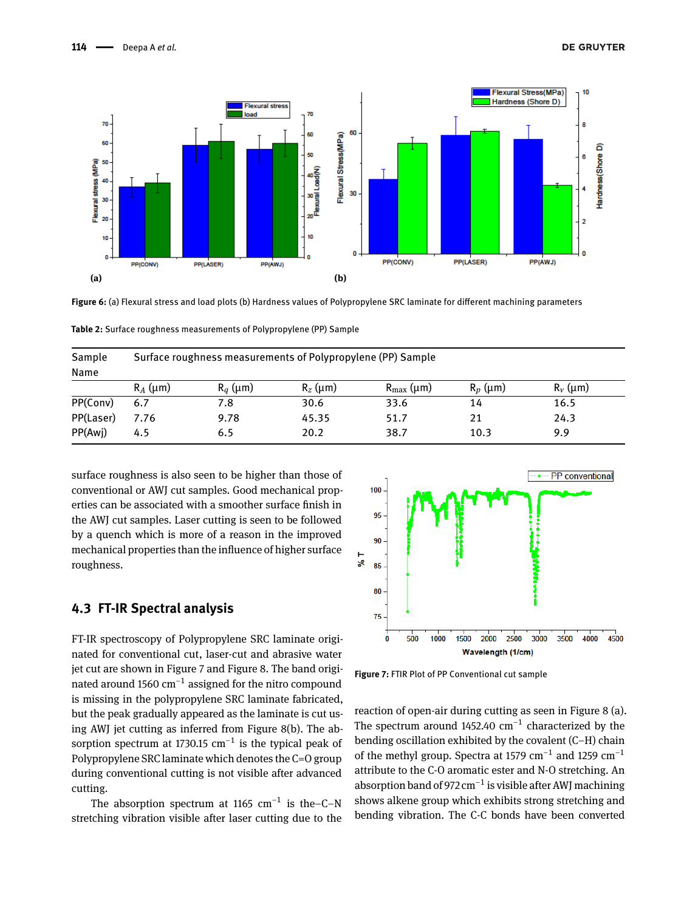Figure 6: (a) Flexural stress and load plots (b) Hardness values of Polypropylene SRC laminate for different machining parameters

Table 2: Surface roughness measurements of Polypropylene (PP) Sample

| Sample Name | Surface roughness measurements of Polypropylene (PP) Sample | | | | | |
|---|---|---|---|---|---|---|
| | $R_A$ (µm) | $R_q$ (µm) | $R_z$ (µm) | $R_{max}$ (µm) | $R_p$ (µm) | $R_v$ (µm) |
| PP(Conv) | 6.7 | 7.8 | 30.6 | 33.6 | 14 | 16.5 |
| PP(Laser) | 7.76 | 9.78 | 45.35 | 51.7 | 21 | 24.3 |
| PP(Awj) | 4.5 | 6.5 | 20.2 | 38.7 | 10.3 | 9.9 |

surface roughness is also seen to be higher than those of conventional or AWJ cut samples. Good mechanical properties can be associated with a smoother surface finish in the AWJ cut samples. Laser cutting is seen to be followed by a quench which is more of a reason in the improved mechanical properties than the influence of higher surface roughness.

## 4.3 FT-IR Spectral analysis

FT-IR spectroscopy of Polypropylene SRC laminate originated for conventional cut, laser-cut and abrasive water jet cut are shown in Figure 7 and Figure 8. The band originated around 1560 $cm^{-1}$ assigned for the nitro compound is missing in the polypropylene SRC laminate fabricated, but the peak gradually appeared as the laminate is cut using AWJ jet cutting as inferred from Figure 8(b). The absorption spectrum at 1730.15 $cm^{-1}$ is the typical peak of Polypropylene SRC laminate which denotes the C=O group during conventional cutting is not visible after advanced cutting.

The absorption spectrum at 1165 $cm^{-1}$ is the–C–N stretching vibration visible after laser cutting due to the reaction of open-air during cutting as seen in Figure 8 (a). The spectrum around 1452.40 $cm^{-1}$ characterized by the bending oscillation exhibited by the covalent (C–H) chain of the methyl group. Spectra at 1579 $cm^{-1}$ and 1259 $cm^{-1}$ attribute to the C-O aromatic ester and N-O stretching. An absorption band of 972 $cm^{-1}$ is visible after AWJ machining shows alkene group which exhibits strong stretching and bending vibration. The C-C bonds have been converted

Figure 7: FTIR Plot of PP Conventional cut sample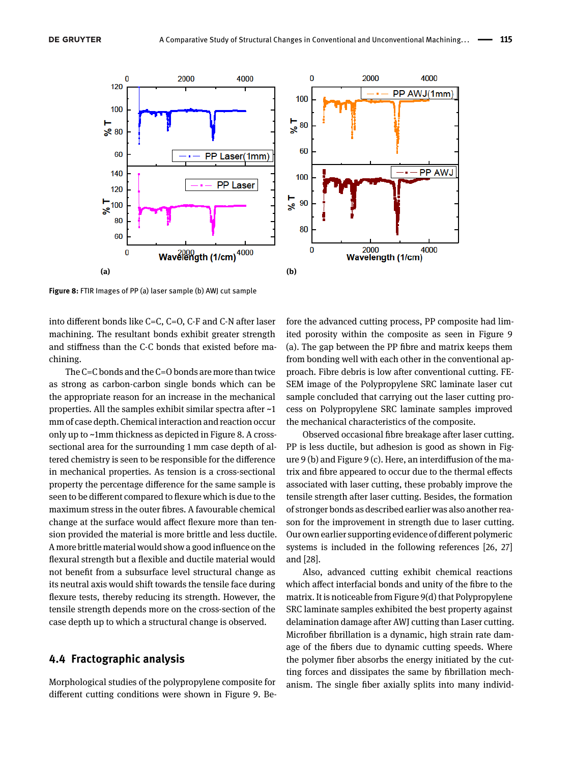Figure 8: FTIR Images of PP (a) laser sample (b) AWJ cut sample

into different bonds like C=C, C=O, C-F and C-N after laser machining. The resultant bonds exhibit greater strength and stiffness than the C-C bonds that existed before machining.

The C=C bonds and the C=O bonds are more than twice as strong as carbon-carbon single bonds which can be the appropriate reason for an increase in the mechanical properties. All the samples exhibit similar spectra after ~1 mm of case depth. Chemical interaction and reaction occur only up to ~1mm thickness as depicted in Figure 8. A cross-sectional area for the surrounding 1 mm case depth of altered chemistry is seen to be responsible for the difference in mechanical properties. As tension is a cross-sectional property the percentage difference for the same sample is seen to be different compared to flexure which is due to the maximum stress in the outer fibres. A favourable chemical change at the surface would affect flexure more than tension provided the material is more brittle and less ductile. A more brittle material would show a good influence on the flexural strength but a flexible and ductile material would not benefit from a subsurface level structural change as its neutral axis would shift towards the tensile face during flexure tests, thereby reducing its strength. However, the tensile strength depends more on the cross-section of the case depth up to which a structural change is observed.

## 4.4 Fractographic analysis

Morphological studies of the polypropylene composite for different cutting conditions were shown in Figure 9. Before the advanced cutting process, PP composite had limited porosity within the composite as seen in Figure 9 (a). The gap between the PP fibre and matrix keeps them from bonding well with each other in the conventional approach. Fibre debris is low after conventional cutting. FE-SEM image of the Polypropylene SRC laminate laser cut sample concluded that carrying out the laser cutting process on Polypropylene SRC laminate samples improved the mechanical characteristics of the composite.

Observed occasional fibre breakage after laser cutting. PP is less ductile, but adhesion is good as shown in Figure 9 (b) and Figure 9 (c). Here, an interdiffusion of the matrix and fibre appeared to occur due to the thermal effects associated with laser cutting, these probably improve the tensile strength after laser cutting. Besides, the formation of stronger bonds as described earlier was also another reason for the improvement in strength due to laser cutting. Our own earlier supporting evidence of different polymeric systems is included in the following references [26, 27] and [28].

Also, advanced cutting exhibit chemical reactions which affect interfacial bonds and unity of the fibre to the matrix. It is noticeable from Figure 9(d) that Polypropylene SRC laminate samples exhibited the best property against delamination damage after AWJ cutting than Laser cutting. Microfiber fibrillation is a dynamic, high strain rate damage of the fibers due to dynamic cutting speeds. Where the polymer fiber absorbs the energy initiated by the cutting forces and dissipates the same by fibrillation mechanism. The single fiber axially splits into many individ-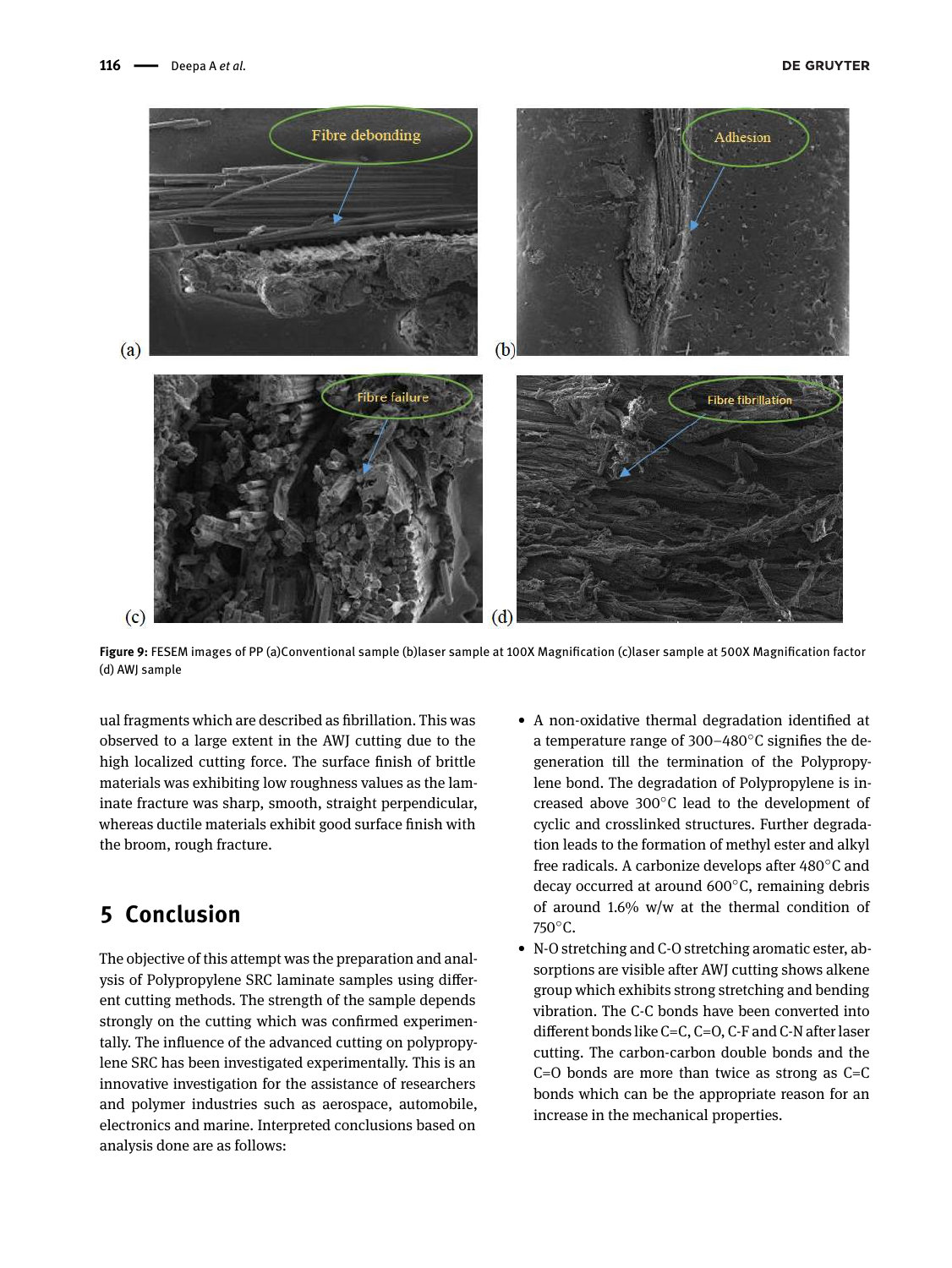Figure 9: FESEM images of PP (a)Conventional sample (b)laser sample at 100X Magnification (c)laser sample at 500X Magnification factor (d) AWJ sample

ual fragments which are described as fibrillation. This was observed to a large extent in the AWJ cutting due to the high localized cutting force. The surface finish of brittle materials was exhibiting low roughness values as the laminate fracture was sharp, smooth, straight perpendicular, whereas ductile materials exhibit good surface finish with the broom, rough fracture.

## 5 Conclusion

The objective of this attempt was the preparation and analysis of Polypropylene SRC laminate samples using different cutting methods. The strength of the sample depends strongly on the cutting which was confirmed experimentally. The influence of the advanced cutting on polypropylene SRC has been investigated experimentally. This is an innovative investigation for the assistance of researchers and polymer industries such as aerospace, automobile, electronics and marine. Interpreted conclusions based on analysis done are as follows:

- A non-oxidative thermal degradation identified at a temperature range of 300–480°C signifies the degeneration till the termination of the Polypropylene bond. The degradation of Polypropylene is increased above 300°C lead to the development of cyclic and crosslinked structures. Further degradation leads to the formation of methyl ester and alkyl free radicals. A carbonize develops after 480°C and decay occurred at around 600°C, remaining debris of around 1.6% w/w at the thermal condition of 750°C.
- N-O stretching and C-O stretching aromatic ester, absorptions are visible after AWJ cutting shows alkene group which exhibits strong stretching and bending vibration. The C-C bonds have been converted into different bonds like C=C, C=O, C-F and C-N after laser cutting. The carbon-carbon double bonds and the C=O bonds are more than twice as strong as C=C bonds which can be the appropriate reason for an increase in the mechanical properties.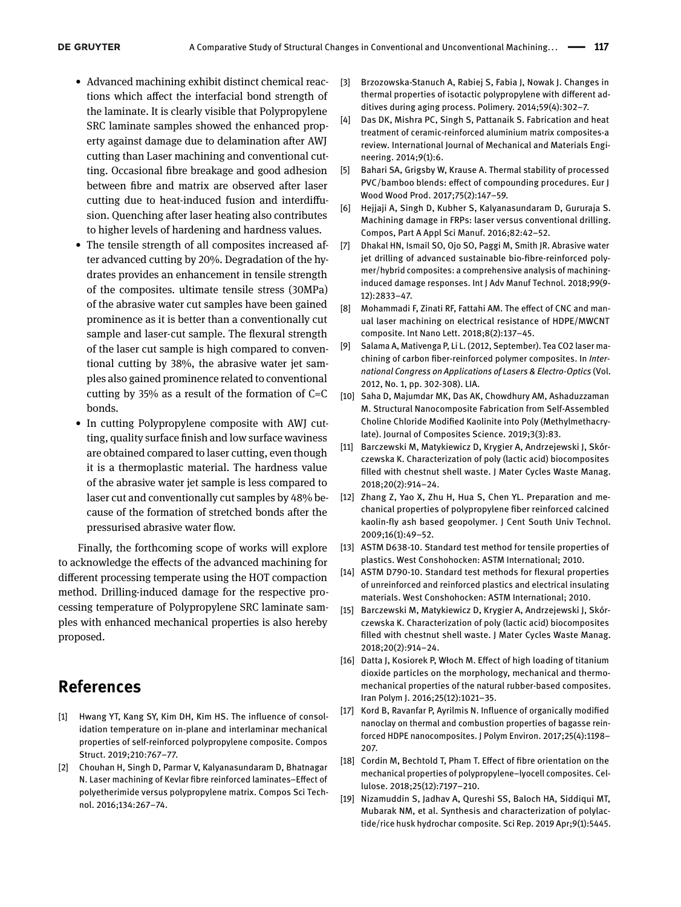- Advanced machining exhibit distinct chemical reactions which affect the interfacial bond strength of the laminate. It is clearly visible that Polypropylene SRC laminate samples showed the enhanced property against damage due to delamination after AWJ cutting than Laser machining and conventional cutting. Occasional fibre breakage and good adhesion between fibre and matrix are observed after laser cutting due to heat-induced fusion and interdiffusion. Quenching after laser heating also contributes to higher levels of hardening and hardness values.
- The tensile strength of all composites increased after advanced cutting by 20%. Degradation of the hydrates provides an enhancement in tensile strength of the composites. ultimate tensile stress (30MPa) of the abrasive water cut samples have been gained prominence as it is better than a conventionally cut sample and laser-cut sample. The flexural strength of the laser cut sample is high compared to conventional cutting by 38%, the abrasive water jet samples also gained prominence related to conventional cutting by 35% as a result of the formation of C=C bonds.
- In cutting Polypropylene composite with AWJ cutting, quality surface finish and low surface waviness are obtained compared to laser cutting, even though it is a thermoplastic material. The hardness value of the abrasive water jet sample is less compared to laser cut and conventionally cut samples by 48% because of the formation of stretched bonds after the pressurised abrasive water flow.

Finally, the forthcoming scope of works will explore to acknowledge the effects of the advanced machining for different processing temperate using the HOT compaction method. Drilling-induced damage for the respective processing temperature of Polypropylene SRC laminate samples with enhanced mechanical properties is also hereby proposed.

## References

[1] Hwang YT, Kang SY, Kim DH, Kim HS. The influence of consolidation temperature on in-plane and interlaminar mechanical properties of self-reinforced polypropylene composite. Compos Struct. 2019;210:767–77.

[2] Chouhan H, Singh D, Parmar V, Kalyanasundaram D, Bhatnagar N. Laser machining of Kevlar fibre reinforced laminates–Effect of polyetherimide versus polypropylene matrix. Compos Sci Technol. 2016;134:267–74.

[3] Brzozowska-Stanuch A, Rabiej S, Fabia J, Nowak J. Changes in thermal properties of isotactic polypropylene with different additives during aging process. Polimery. 2014;59(4):302–7.

[4] Das DK, Mishra PC, Singh S, Pattanaik S. Fabrication and heat treatment of ceramic-reinforced aluminium matrix composites-a review. International Journal of Mechanical and Materials Engineering. 2014;9(1):6.

[5] Bahari SA, Grigsby W, Krause A. Thermal stability of processed PVC/bamboo blends: effect of compounding procedures. Eur J Wood Wood Prod. 2017;75(2):147–59.

[6] Hejjaji A, Singh D, Kubher S, Kalyanasundaram D, Gururaja S. Machining damage in FRPs: laser versus conventional drilling. Compos, Part A Appl Sci Manuf. 2016;82:42–52.

[7] Dhakal HN, Ismail SO, Ojo SO, Paggi M, Smith JR. Abrasive water jet drilling of advanced sustainable bio-fibre-reinforced polymer/hybrid composites: a comprehensive analysis of machining-induced damage responses. Int J Adv Manuf Technol. 2018;99(9-12):2833–47.

[8] Mohammadi F, Zinati RF, Fattahi AM. The effect of CNC and manual laser machining on electrical resistance of HDPE/MWCNT composite. Int Nano Lett. 2018;8(2):137–45.

[9] Salama A, Mativenga P, Li L. (2012, September). Tea CO2 laser machining of carbon fiber-reinforced polymer composites. In *International Congress on Applications of Lasers & Electro-Optics* (Vol. 2012, No. 1, pp. 302-308). LIA.

[10] Saha D, Majumdar MK, Das AK, Chowdhury AM, Ashaduzzaman M. Structural Nanocomposite Fabrication from Self-Assembled Choline Chloride Modified Kaolinite into Poly (Methylmethacrylate). Journal of Composites Science. 2019;3(3):83.

[11] Barczewski M, Matykiewicz D, Krygier A, Andrzejewski J, Skórczewska K. Characterization of poly (lactic acid) biocomposites filled with chestnut shell waste. J Mater Cycles Waste Manag. 2018;20(2):914–24.

[12] Zhang Z, Yao X, Zhu H, Hua S, Chen YL. Preparation and mechanical properties of polypropylene fiber reinforced calcined kaolin-fly ash based geopolymer. J Cent South Univ Technol. 2009;16(1):49–52.

[13] ASTM D638-10. Standard test method for tensile properties of plastics. West Conshohocken: ASTM International; 2010.

[14] ASTM D790-10. Standard test methods for flexural properties of unreinforced and reinforced plastics and electrical insulating materials. West Conshohocken: ASTM International; 2010.

[15] Barczewski M, Matykiewicz D, Krygier A, Andrzejewski J, Skórczewska K. Characterization of poly (lactic acid) biocomposites filled with chestnut shell waste. J Mater Cycles Waste Manag. 2018;20(2):914–24.

[16] Datta J, Kosiorek P, Włoch M. Effect of high loading of titanium dioxide particles on the morphology, mechanical and thermo-mechanical properties of the natural rubber-based composites. Iran Polym J. 2016;25(12):1021–35.

[17] Kord B, Ravanfar P, Ayrilmis N. Influence of organically modified nanoclay on thermal and combustion properties of bagasse reinforced HDPE nanocomposites. J Polym Environ. 2017;25(4):1198–207.

[18] Cordin M, Bechtold T, Pham T. Effect of fibre orientation on the mechanical properties of polypropylene–lyocell composites. Cellulose. 2018;25(12):7197–210.

[19] Nizamuddin S, Jadhav A, Qureshi SS, Baloch HA, Siddiqui MT, Mubarak NM, et al. Synthesis and characterization of polylactide/rice husk hydrochar composite. Sci Rep. 2019 Apr;9(1):5445.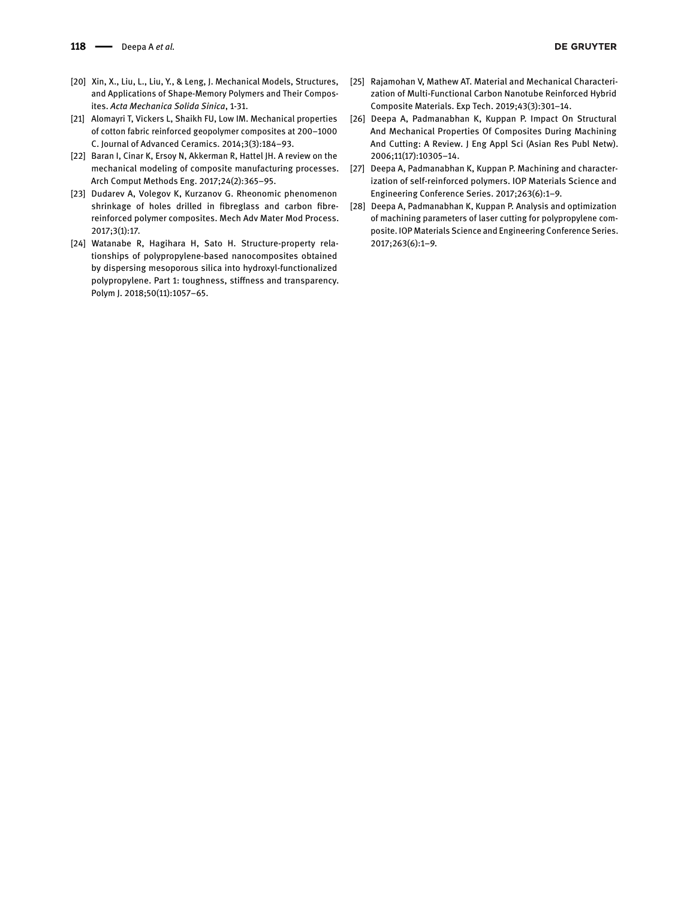[20] Xin, X., Liu, L., Liu, Y., & Leng, J. Mechanical Models, Structures, and Applications of Shape-Memory Polymers and Their Composites. *Acta Mechanica Solida Sinica*, 1-31.

[21] Alomayri T, Vickers L, Shaikh FU, Low IM. Mechanical properties of cotton fabric reinforced geopolymer composites at 200–1000 C. Journal of Advanced Ceramics. 2014;3(3):184–93.

[22] Baran I, Cinar K, Ersoy N, Akkerman R, Hattel JH. A review on the mechanical modeling of composite manufacturing processes. Arch Comput Methods Eng. 2017;24(2):365–95.

[23] Dudarev A, Volegov K, Kurzanov G. Rheonomic phenomenon shrinkage of holes drilled in fibreglass and carbon fibre-reinforced polymer composites. Mech Adv Mater Mod Process. 2017;3(1):17.

[24] Watanabe R, Hagihara H, Sato H. Structure-property relationships of polypropylene-based nanocomposites obtained by dispersing mesoporous silica into hydroxyl-functionalized polypropylene. Part 1: toughness, stiffness and transparency. Polym J. 2018;50(11):1057–65.

[25] Rajamohan V, Mathew AT. Material and Mechanical Characterization of Multi-Functional Carbon Nanotube Reinforced Hybrid Composite Materials. Exp Tech. 2019;43(3):301–14.

[26] Deepa A, Padmanabhan K, Kuppan P. Impact On Structural And Mechanical Properties Of Composites During Machining And Cutting: A Review. J Eng Appl Sci (Asian Res Publ Netw). 2006;11(17):10305–14.

[27] Deepa A, Padmanabhan K, Kuppan P. Machining and characterization of self-reinforced polymers. IOP Materials Science and Engineering Conference Series. 2017;263(6):1–9.

[28] Deepa A, Padmanabhan K, Kuppan P. Analysis and optimization of machining parameters of laser cutting for polypropylene composite. IOP Materials Science and Engineering Conference Series. 2017;263(6):1–9.